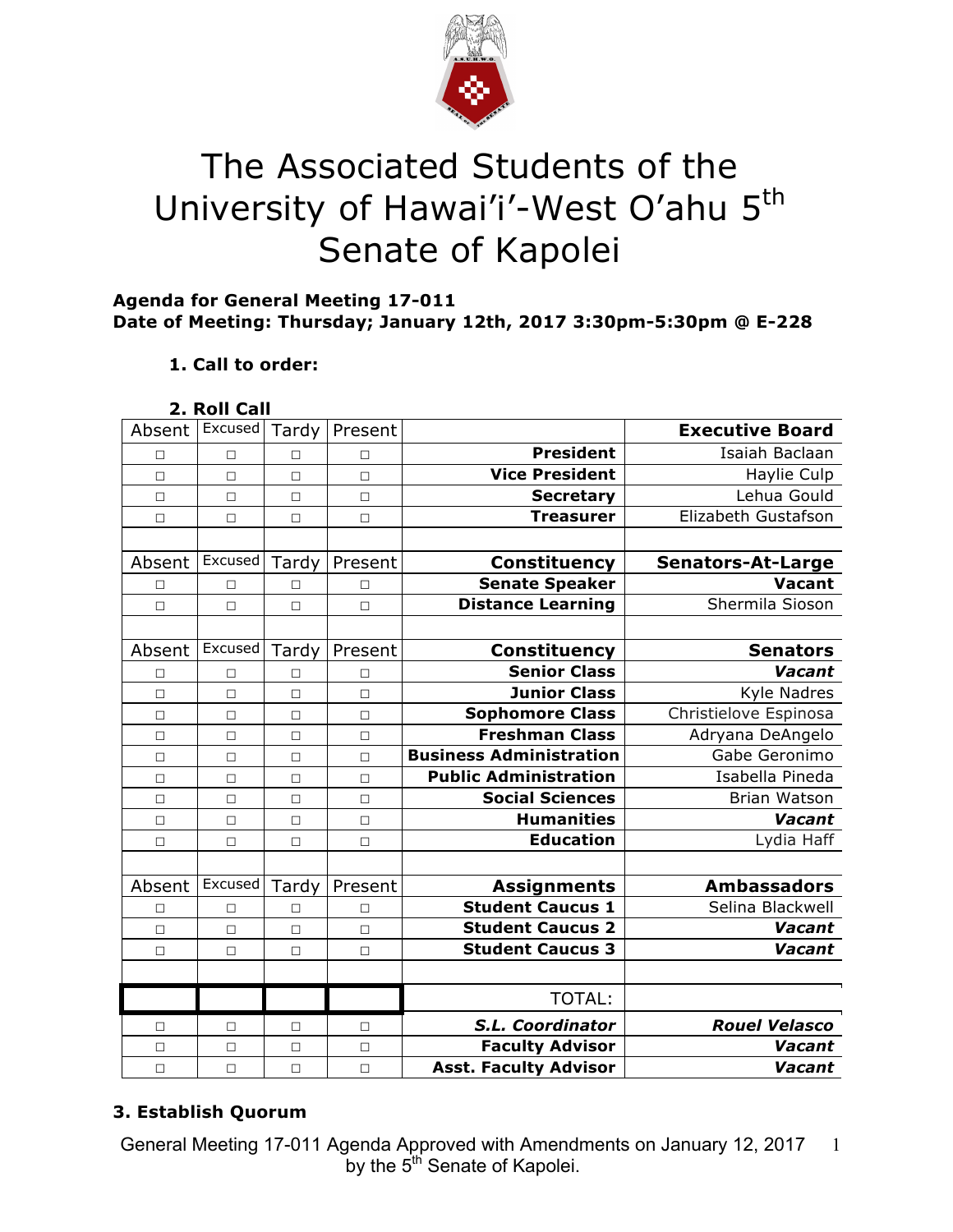# The Associated Students of the University of Hawai'i'-West O'ahu 5th Senate of Kapolei

**Agenda for General Meeting 17-011**
**Date of Meeting: Thursday; January 12th, 2017 3:30pm-5:30pm @ E-228**

**1. Call to order:**

**2. Roll Call**

| Absent | Excused | Tardy | Present | | **Executive Board** |
|---|---|---|---|---|---|
| □ | □ | □ | □ | **President** | Isaiah Baclaan |
| □ | □ | □ | □ | **Vice President** | Haylie Culp |
| □ | □ | □ | □ | **Secretary** | Lehua Gould |
| □ | □ | □ | □ | **Treasurer** | Elizabeth Gustafson |
| | | | | | |
| Absent | Excused | Tardy | Present | **Constituency** | **Senators-At-Large** |
| □ | □ | □ | □ | **Senate Speaker** | **Vacant** |
| □ | □ | □ | □ | **Distance Learning** | Shermila Sioson |
| | | | | | |
| Absent | Excused | Tardy | Present | **Constituency** | **Senators** |
| □ | □ | □ | □ | **Senior Class** | ***Vacant*** |
| □ | □ | □ | □ | **Junior Class** | Kyle Nadres |
| □ | □ | □ | □ | **Sophomore Class** | Christielove Espinosa |
| □ | □ | □ | □ | **Freshman Class** | Adryana DeAngelo |
| □ | □ | □ | □ | **Business Administration** | Gabe Geronimo |
| □ | □ | □ | □ | **Public Administration** | Isabella Pineda |
| □ | □ | □ | □ | **Social Sciences** | Brian Watson |
| □ | □ | □ | □ | **Humanities** | ***Vacant*** |
| □ | □ | □ | □ | **Education** | Lydia Haff |
| | | | | | |
| Absent | Excused | Tardy | Present | **Assignments** | **Ambassadors** |
| □ | □ | □ | □ | **Student Caucus 1** | Selina Blackwell |
| □ | □ | □ | □ | **Student Caucus 2** | ***Vacant*** |
| □ | □ | □ | □ | **Student Caucus 3** | ***Vacant*** |
| | | | | | |
| | | | | TOTAL: | |
| □ | □ | □ | □ | ***S.L. Coordinator*** | ***Rouel Velasco*** |
| □ | □ | □ | □ | **Faculty Advisor** | ***Vacant*** |
| □ | □ | □ | □ | **Asst. Faculty Advisor** | ***Vacant*** |

**3. Establish Quorum**

General Meeting 17-011 Agenda Approved with Amendments on January 12, 2017 by the 5th Senate of Kapolei.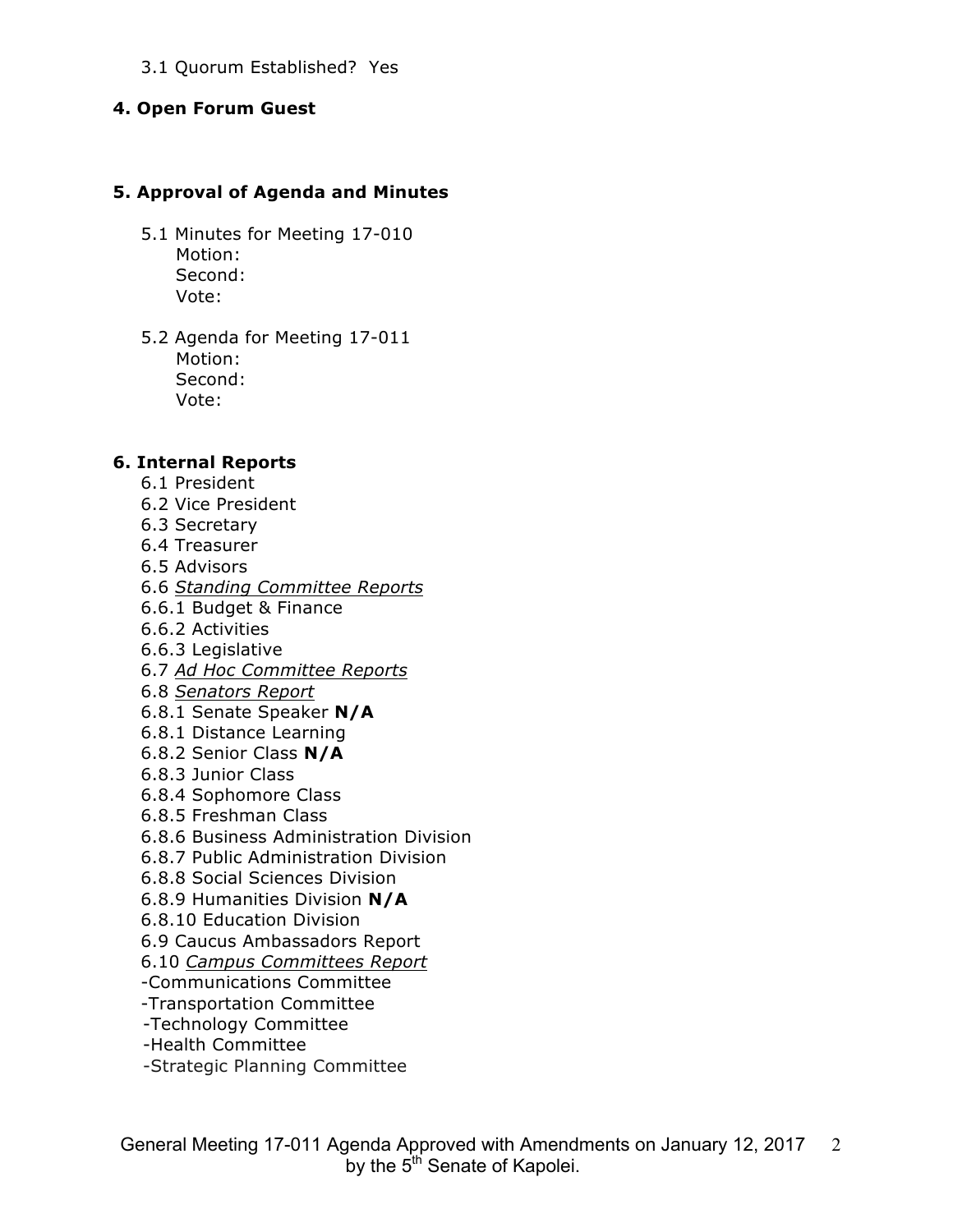3.1 Quorum Established? Yes

## 4. Open Forum Guest

## 5. Approval of Agenda and Minutes

5.1 Minutes for Meeting 17-010
 Motion:
 Second:
 Vote:

5.2 Agenda for Meeting 17-011
 Motion:
 Second:
 Vote:

## 6. Internal Reports

6.1 President
6.2 Vice President
6.3 Secretary
6.4 Treasurer
6.5 Advisors
6.6 *Standing Committee Reports*
6.6.1 Budget & Finance
6.6.2 Activities
6.6.3 Legislative
6.7 *Ad Hoc Committee Reports*
6.8 *Senators Report*
6.8.1 Senate Speaker **N/A**
6.8.1 Distance Learning
6.8.2 Senior Class **N/A**
6.8.3 Junior Class
6.8.4 Sophomore Class
6.8.5 Freshman Class
6.8.6 Business Administration Division
6.8.7 Public Administration Division
6.8.8 Social Sciences Division
6.8.9 Humanities Division **N/A**
6.8.10 Education Division
6.9 Caucus Ambassadors Report
6.10 *Campus Committees Report*
-Communications Committee
-Transportation Committee
-Technology Committee
-Health Committee
-Strategic Planning Committee

General Meeting 17-011 Agenda Approved with Amendments on January 12, 2017 by the 5th Senate of Kapolei.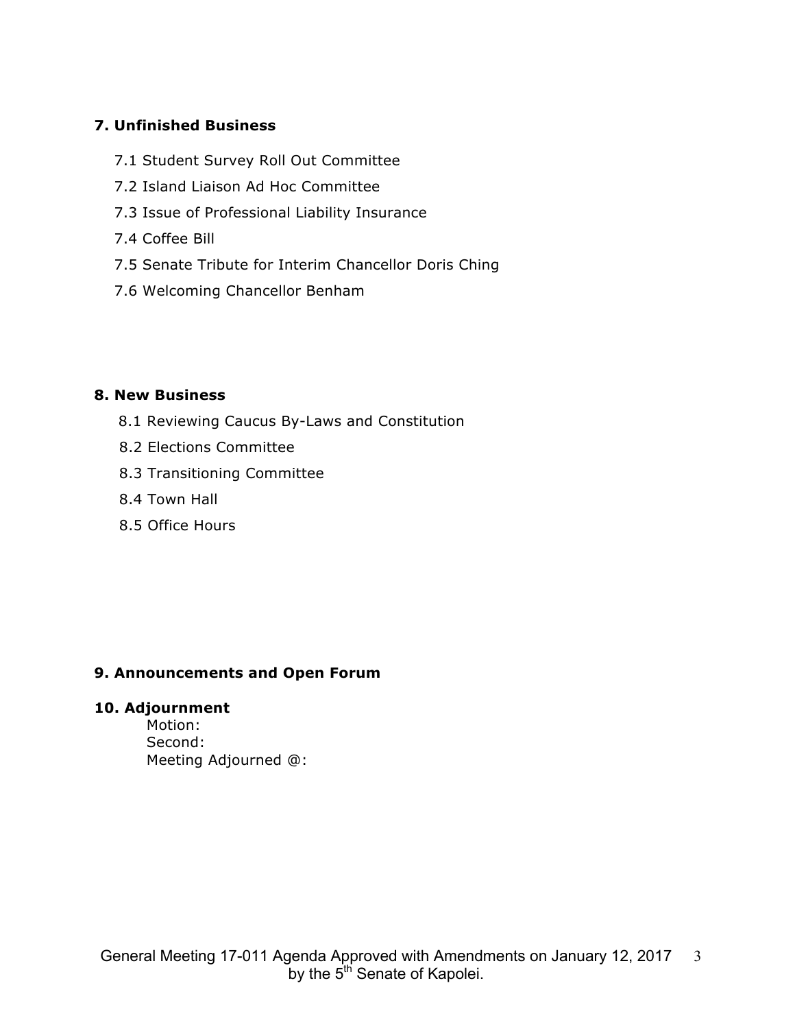**7. Unfinished Business**

7.1 Student Survey Roll Out Committee

7.2 Island Liaison Ad Hoc Committee

7.3 Issue of Professional Liability Insurance

7.4 Coffee Bill

7.5 Senate Tribute for Interim Chancellor Doris Ching

7.6 Welcoming Chancellor Benham

**8. New Business**

8.1 Reviewing Caucus By-Laws and Constitution

8.2 Elections Committee

8.3 Transitioning Committee

8.4 Town Hall

8.5 Office Hours

**9. Announcements and Open Forum**

**10. Adjournment**

Motion:
Second:
Meeting Adjourned @: